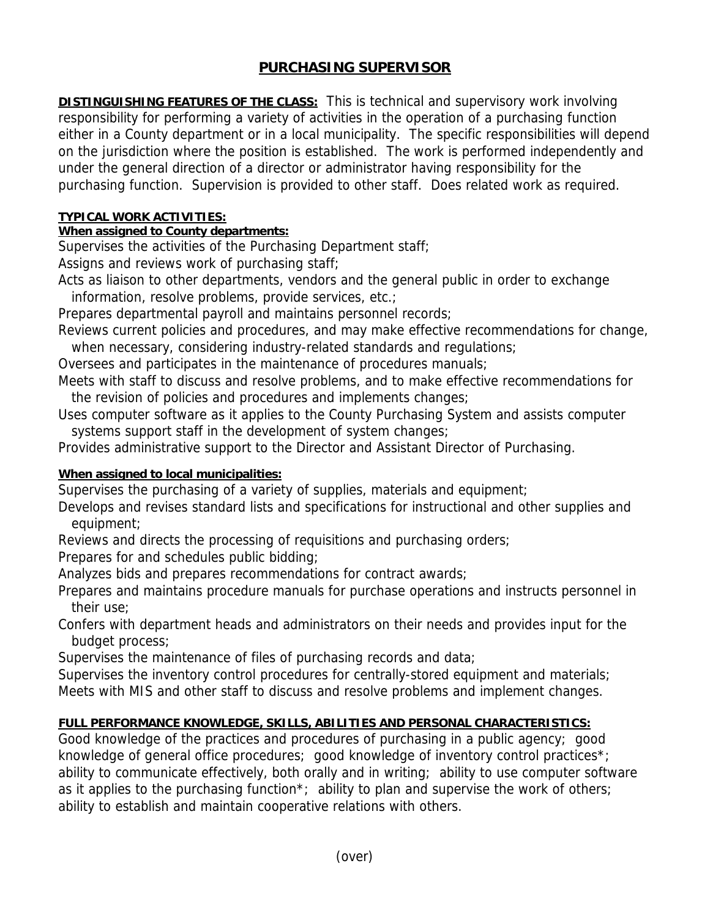# PURCHASING SUPERVISOR

**DISTINGUISHING FEATURES OF THE CLASS:** This is technical and supervisory work involving responsibility for performing a variety of activities in the operation of a purchasing function either in a County department or in a local municipality. The specific responsibilities will depend on the jurisdiction where the position is established. The work is performed independently and under the general direction of a director or administrator having responsibility for the purchasing function. Supervision is provided to other staff. Does related work as required.

**TYPICAL WORK ACTIVITIES:**

**When assigned to County departments:**

Supervises the activities of the Purchasing Department staff;
Assigns and reviews work of purchasing staff;
Acts as liaison to other departments, vendors and the general public in order to exchange information, resolve problems, provide services, etc.;
Prepares departmental payroll and maintains personnel records;
Reviews current policies and procedures, and may make effective recommendations for change, when necessary, considering industry-related standards and regulations;
Oversees and participates in the maintenance of procedures manuals;
Meets with staff to discuss and resolve problems, and to make effective recommendations for the revision of policies and procedures and implements changes;
Uses computer software as it applies to the County Purchasing System and assists computer systems support staff in the development of system changes;
Provides administrative support to the Director and Assistant Director of Purchasing.

**When assigned to local municipalities:**

Supervises the purchasing of a variety of supplies, materials and equipment;
Develops and revises standard lists and specifications for instructional and other supplies and equipment;
Reviews and directs the processing of requisitions and purchasing orders;
Prepares for and schedules public bidding;
Analyzes bids and prepares recommendations for contract awards;
Prepares and maintains procedure manuals for purchase operations and instructs personnel in their use;
Confers with department heads and administrators on their needs and provides input for the budget process;
Supervises the maintenance of files of purchasing records and data;
Supervises the inventory control procedures for centrally-stored equipment and materials;
Meets with MIS and other staff to discuss and resolve problems and implement changes.

**FULL PERFORMANCE KNOWLEDGE, SKILLS, ABILITIES AND PERSONAL CHARACTERISTICS:**
Good knowledge of the practices and procedures of purchasing in a public agency; good knowledge of general office procedures; good knowledge of inventory control practices*; ability to communicate effectively, both orally and in writing; ability to use computer software as it applies to the purchasing function*; ability to plan and supervise the work of others; ability to establish and maintain cooperative relations with others.

(over)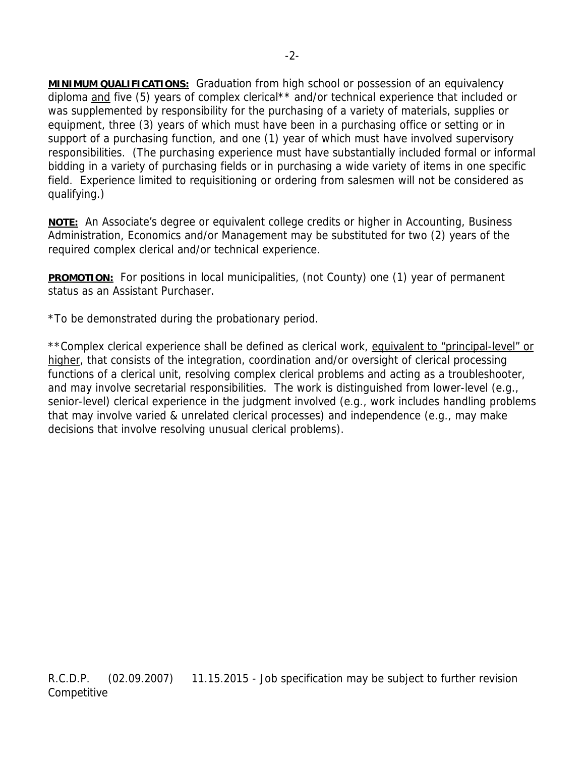**MINIMUM QUALIFICATIONS:** Graduation from high school or possession of an equivalency diploma and five (5) years of complex clerical** and/or technical experience that included or was supplemented by responsibility for the purchasing of a variety of materials, supplies or equipment, three (3) years of which must have been in a purchasing office or setting or in support of a purchasing function, and one (1) year of which must have involved supervisory responsibilities. (The purchasing experience must have substantially included formal or informal bidding in a variety of purchasing fields or in purchasing a wide variety of items in one specific field. Experience limited to requisitioning or ordering from salesmen will not be considered as qualifying.)

**NOTE:** An Associate's degree or equivalent college credits or higher in Accounting, Business Administration, Economics and/or Management may be substituted for two (2) years of the required complex clerical and/or technical experience.

**PROMOTION:** For positions in local municipalities, (not County) one (1) year of permanent status as an Assistant Purchaser.

*To be demonstrated during the probationary period.

**Complex clerical experience shall be defined as clerical work, equivalent to "principal-level" or higher, that consists of the integration, coordination and/or oversight of clerical processing functions of a clerical unit, resolving complex clerical problems and acting as a troubleshooter, and may involve secretarial responsibilities. The work is distinguished from lower-level (e.g., senior-level) clerical experience in the judgment involved (e.g., work includes handling problems that may involve varied & unrelated clerical processes) and independence (e.g., may make decisions that involve resolving unusual clerical problems).

R.C.D.P. (02.09.2007) 11.15.2015 - Job specification may be subject to further revision
Competitive